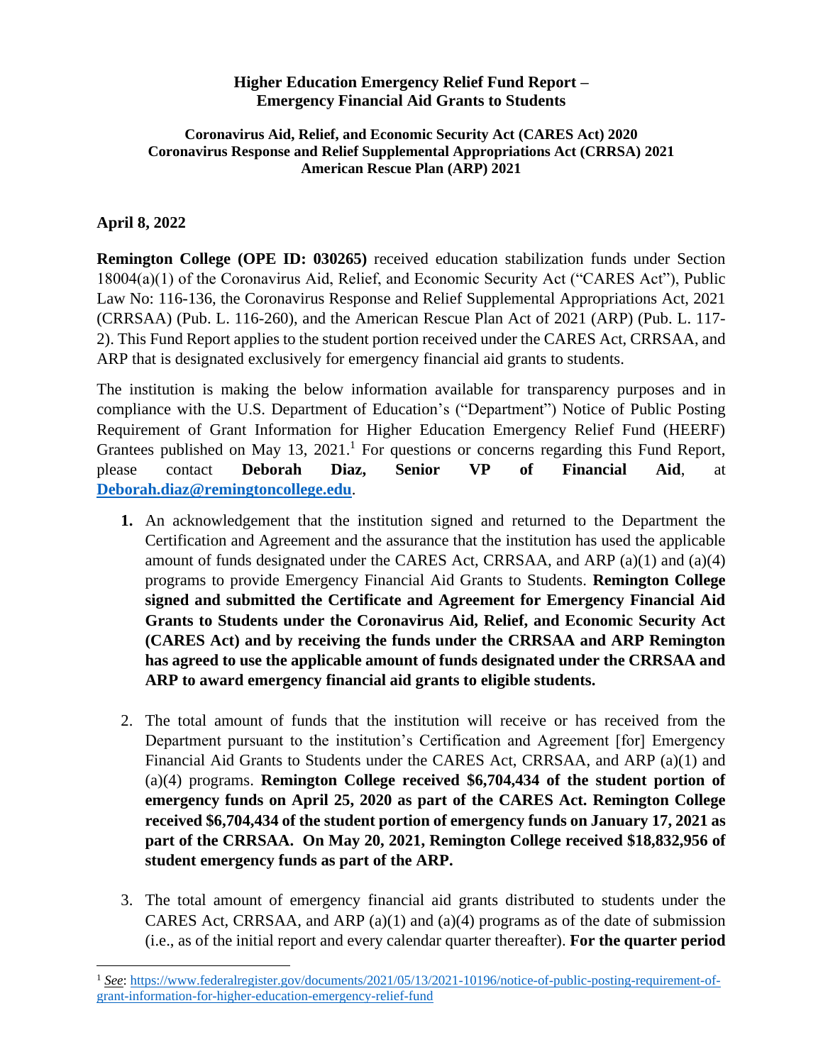**Higher Education Emergency Relief Fund Report – Emergency Financial Aid Grants to Students**

**Coronavirus Aid, Relief, and Economic Security Act (CARES Act) 2020**
**Coronavirus Response and Relief Supplemental Appropriations Act (CRRSA) 2021**
**American Rescue Plan (ARP) 2021**

**April 8, 2022**

**Remington College (OPE ID: 030265)** received education stabilization funds under Section 18004(a)(1) of the Coronavirus Aid, Relief, and Economic Security Act ("CARES Act"), Public Law No: 116-136, the Coronavirus Response and Relief Supplemental Appropriations Act, 2021 (CRRSAA) (Pub. L. 116-260), and the American Rescue Plan Act of 2021 (ARP) (Pub. L. 117-2). This Fund Report applies to the student portion received under the CARES Act, CRRSAA, and ARP that is designated exclusively for emergency financial aid grants to students.

The institution is making the below information available for transparency purposes and in compliance with the U.S. Department of Education's ("Department") Notice of Public Posting Requirement of Grant Information for Higher Education Emergency Relief Fund (HEERF) Grantees published on May 13, 2021.[1] For questions or concerns regarding this Fund Report, please contact **Deborah Diaz, Senior VP of Financial Aid**, at **Deborah.diaz@remingtoncollege.edu**.

1. An acknowledgement that the institution signed and returned to the Department the Certification and Agreement and the assurance that the institution has used the applicable amount of funds designated under the CARES Act, CRRSAA, and ARP (a)(1) and (a)(4) programs to provide Emergency Financial Aid Grants to Students. **Remington College signed and submitted the Certificate and Agreement for Emergency Financial Aid Grants to Students under the Coronavirus Aid, Relief, and Economic Security Act (CARES Act) and by receiving the funds under the CRRSAA and ARP Remington has agreed to use the applicable amount of funds designated under the CRRSAA and ARP to award emergency financial aid grants to eligible students.**

2. The total amount of funds that the institution will receive or has received from the Department pursuant to the institution's Certification and Agreement [for] Emergency Financial Aid Grants to Students under the CARES Act, CRRSAA, and ARP (a)(1) and (a)(4) programs. **Remington College received $6,704,434 of the student portion of emergency funds on April 25, 2020 as part of the CARES Act. Remington College received $6,704,434 of the student portion of emergency funds on January 17, 2021 as part of the CRRSAA. On May 20, 2021, Remington College received $18,832,956 of student emergency funds as part of the ARP.**

3. The total amount of emergency financial aid grants distributed to students under the CARES Act, CRRSAA, and ARP (a)(1) and (a)(4) programs as of the date of submission (i.e., as of the initial report and every calendar quarter thereafter). **For the quarter period**

[1] *See*: https://www.federalregister.gov/documents/2021/05/13/2021-10196/notice-of-public-posting-requirement-of-grant-information-for-higher-education-emergency-relief-fund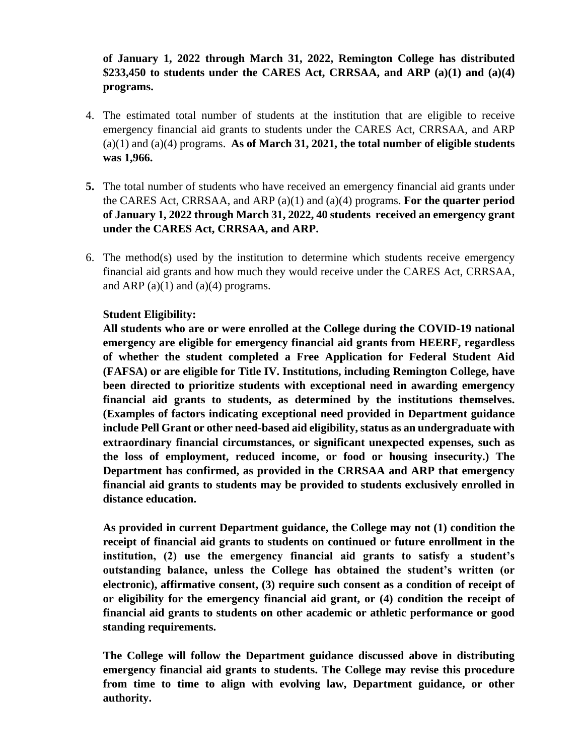**of January 1, 2022 through March 31, 2022, Remington College has distributed $233,450 to students under the CARES Act, CRRSAA, and ARP (a)(1) and (a)(4) programs.**

4. The estimated total number of students at the institution that are eligible to receive emergency financial aid grants to students under the CARES Act, CRRSAA, and ARP (a)(1) and (a)(4) programs. **As of March 31, 2021, the total number of eligible students was 1,966.**

5. The total number of students who have received an emergency financial aid grants under the CARES Act, CRRSAA, and ARP (a)(1) and (a)(4) programs. **For the quarter period of January 1, 2022 through March 31, 2022, 40 students received an emergency grant under the CARES Act, CRRSAA, and ARP.**

6. The method(s) used by the institution to determine which students receive emergency financial aid grants and how much they would receive under the CARES Act, CRRSAA, and ARP (a)(1) and (a)(4) programs.

   **Student Eligibility:**
   **All students who are or were enrolled at the College during the COVID-19 national emergency are eligible for emergency financial aid grants from HEERF, regardless of whether the student completed a Free Application for Federal Student Aid (FAFSA) or are eligible for Title IV. Institutions, including Remington College, have been directed to prioritize students with exceptional need in awarding emergency financial aid grants to students, as determined by the institutions themselves. (Examples of factors indicating exceptional need provided in Department guidance include Pell Grant or other need-based aid eligibility, status as an undergraduate with extraordinary financial circumstances, or significant unexpected expenses, such as the loss of employment, reduced income, or food or housing insecurity.) The Department has confirmed, as provided in the CRRSAA and ARP that emergency financial aid grants to students may be provided to students exclusively enrolled in distance education.**

   **As provided in current Department guidance, the College may not (1) condition the receipt of financial aid grants to students on continued or future enrollment in the institution, (2) use the emergency financial aid grants to satisfy a student's outstanding balance, unless the College has obtained the student's written (or electronic), affirmative consent, (3) require such consent as a condition of receipt of or eligibility for the emergency financial aid grant, or (4) condition the receipt of financial aid grants to students on other academic or athletic performance or good standing requirements.**

   **The College will follow the Department guidance discussed above in distributing emergency financial aid grants to students. The College may revise this procedure from time to time to align with evolving law, Department guidance, or other authority.**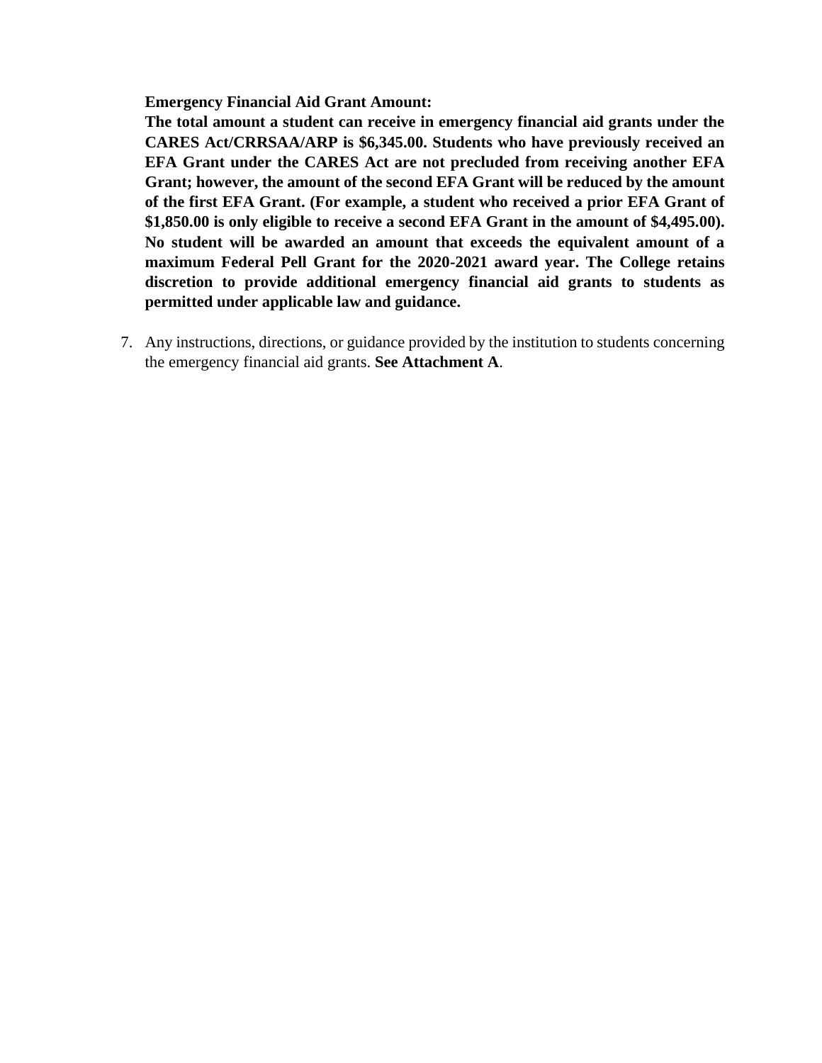**Emergency Financial Aid Grant Amount:**

**The total amount a student can receive in emergency financial aid grants under the CARES Act/CRRSAA/ARP is $6,345.00. Students who have previously received an EFA Grant under the CARES Act are not precluded from receiving another EFA Grant; however, the amount of the second EFA Grant will be reduced by the amount of the first EFA Grant. (For example, a student who received a prior EFA Grant of $1,850.00 is only eligible to receive a second EFA Grant in the amount of $4,495.00). No student will be awarded an amount that exceeds the equivalent amount of a maximum Federal Pell Grant for the 2020-2021 award year. The College retains discretion to provide additional emergency financial aid grants to students as permitted under applicable law and guidance.**

7. Any instructions, directions, or guidance provided by the institution to students concerning the emergency financial aid grants. **See Attachment A**.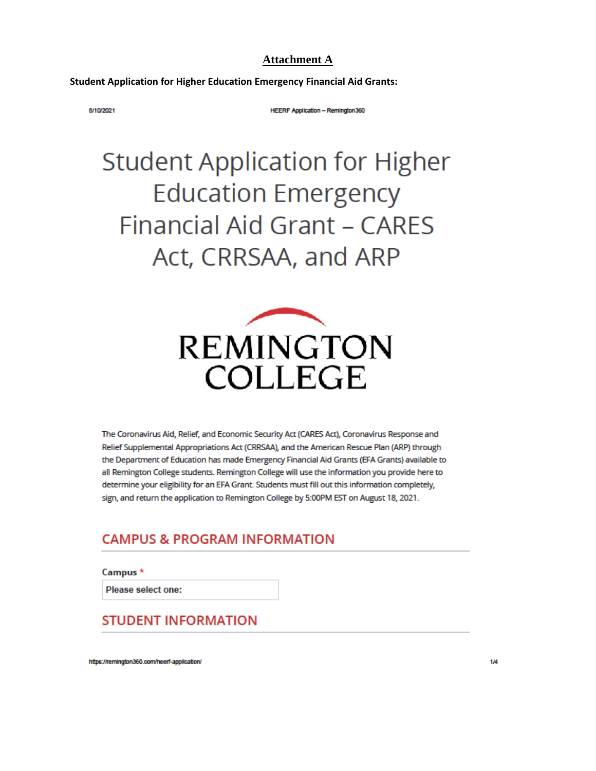## Attachment A

**Student Application for Higher Education Emergency Financial Aid Grants:**

# Student Application for Higher Education Emergency Financial Aid Grant – CARES Act, CRRSAA, and ARP

REMINGTON COLLEGE

The Coronavirus Aid, Relief, and Economic Security Act (CARES Act), Coronavirus Response and Relief Supplemental Appropriations Act (CRRSAA), and the American Rescue Plan (ARP) through the Department of Education has made Emergency Financial Aid Grants (EFA Grants) available to all Remington College students. Remington College will use the information you provide here to determine your eligibility for an EFA Grant. Students must fill out this information completely, sign, and return the application to Remington College by 5:00PM EST on August 18, 2021.

## CAMPUS & PROGRAM INFORMATION

**Campus** *

Please select one:

## STUDENT INFORMATION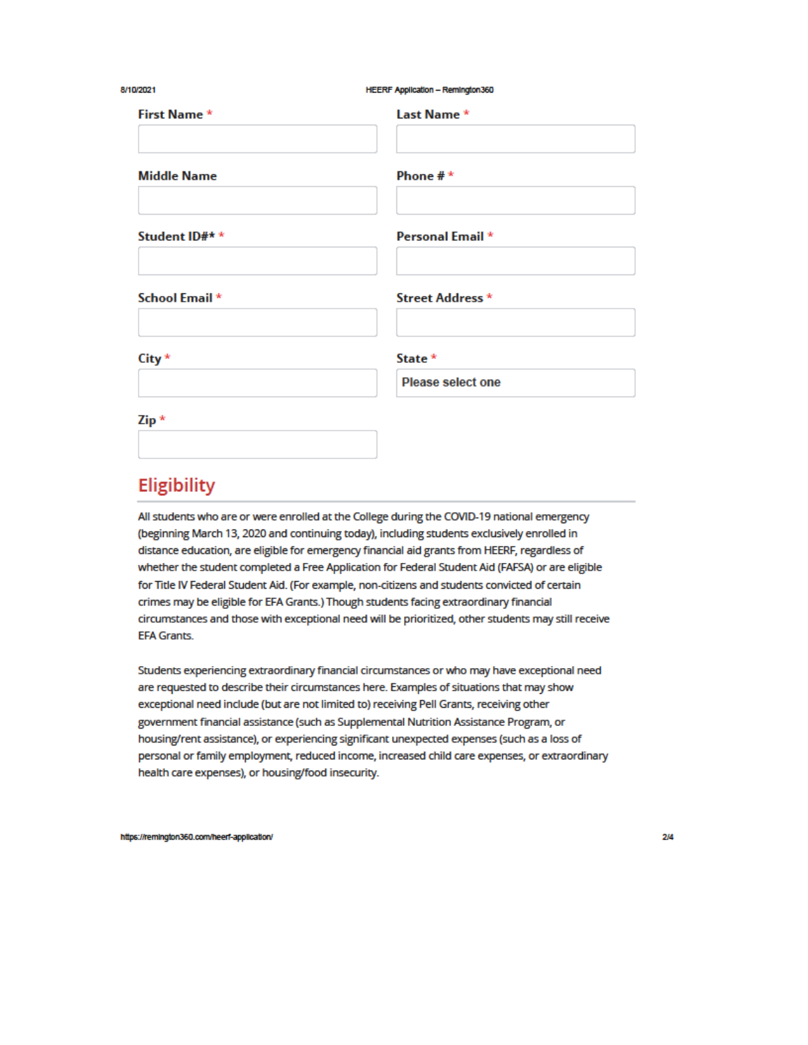First Name *

Last Name *

Middle Name

Phone # *

Student ID#* *

Personal Email *

School Email *

Street Address *

City *

State *

Please select one

Zip *

## Eligibility

All students who are or were enrolled at the College during the COVID-19 national emergency (beginning March 13, 2020 and continuing today), including students exclusively enrolled in distance education, are eligible for emergency financial aid grants from HEERF, regardless of whether the student completed a Free Application for Federal Student Aid (FAFSA) or are eligible for Title IV Federal Student Aid. (For example, non-citizens and students convicted of certain crimes may be eligible for EFA Grants.) Though students facing extraordinary financial circumstances and those with exceptional need will be prioritized, other students may still receive EFA Grants.

Students experiencing extraordinary financial circumstances or who may have exceptional need are requested to describe their circumstances here. Examples of situations that may show exceptional need include (but are not limited to) receiving Pell Grants, receiving other government financial assistance (such as Supplemental Nutrition Assistance Program, or housing/rent assistance), or experiencing significant unexpected expenses (such as a loss of personal or family employment, reduced income, increased child care expenses, or extraordinary health care expenses), or housing/food insecurity.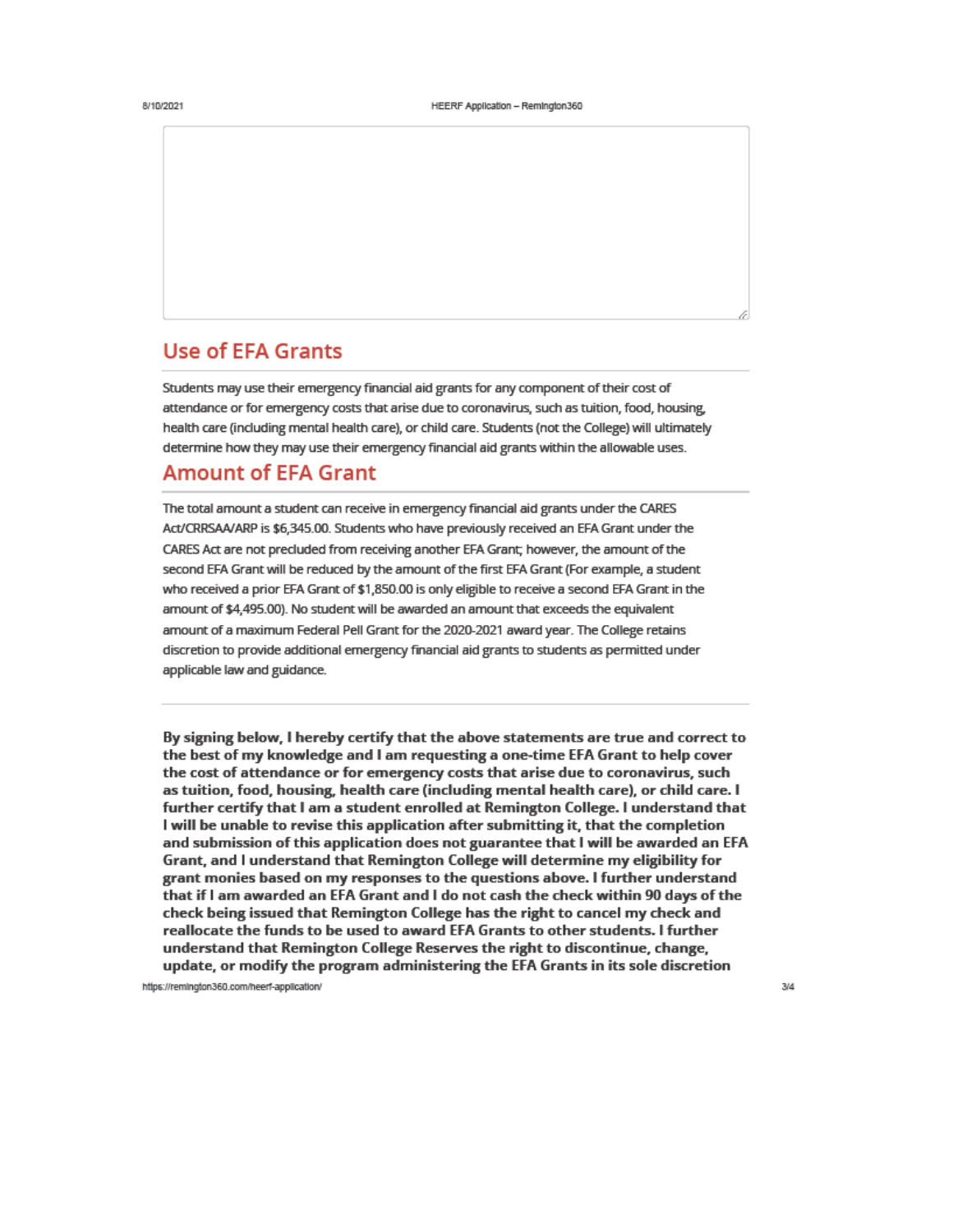## Use of EFA Grants

Students may use their emergency financial aid grants for any component of their cost of attendance or for emergency costs that arise due to coronavirus, such as tuition, food, housing, health care (including mental health care), or child care. Students (not the College) will ultimately determine how they may use their emergency financial aid grants within the allowable uses.

## Amount of EFA Grant

The total amount a student can receive in emergency financial aid grants under the CARES Act/CRRSAA/ARP is $6,345.00. Students who have previously received an EFA Grant under the CARES Act are not precluded from receiving another EFA Grant; however, the amount of the second EFA Grant will be reduced by the amount of the first EFA Grant (For example, a student who received a prior EFA Grant of $1,850.00 is only eligible to receive a second EFA Grant in the amount of $4,495.00). No student will be awarded an amount that exceeds the equivalent amount of a maximum Federal Pell Grant for the 2020-2021 award year. The College retains discretion to provide additional emergency financial aid grants to students as permitted under applicable law and guidance.

---

**By signing below, I hereby certify that the above statements are true and correct to the best of my knowledge and I am requesting a one-time EFA Grant to help cover the cost of attendance or for emergency costs that arise due to coronavirus, such as tuition, food, housing, health care (including mental health care), or child care. I further certify that I am a student enrolled at Remington College. I understand that I will be unable to revise this application after submitting it, that the completion and submission of this application does not guarantee that I will be awarded an EFA Grant, and I understand that Remington College will determine my eligibility for grant monies based on my responses to the questions above. I further understand that if I am awarded an EFA Grant and I do not cash the check within 90 days of the check being issued that Remington College has the right to cancel my check and reallocate the funds to be used to award EFA Grants to other students. I further understand that Remington College Reserves the right to discontinue, change, update, or modify the program administering the EFA Grants in its sole discretion**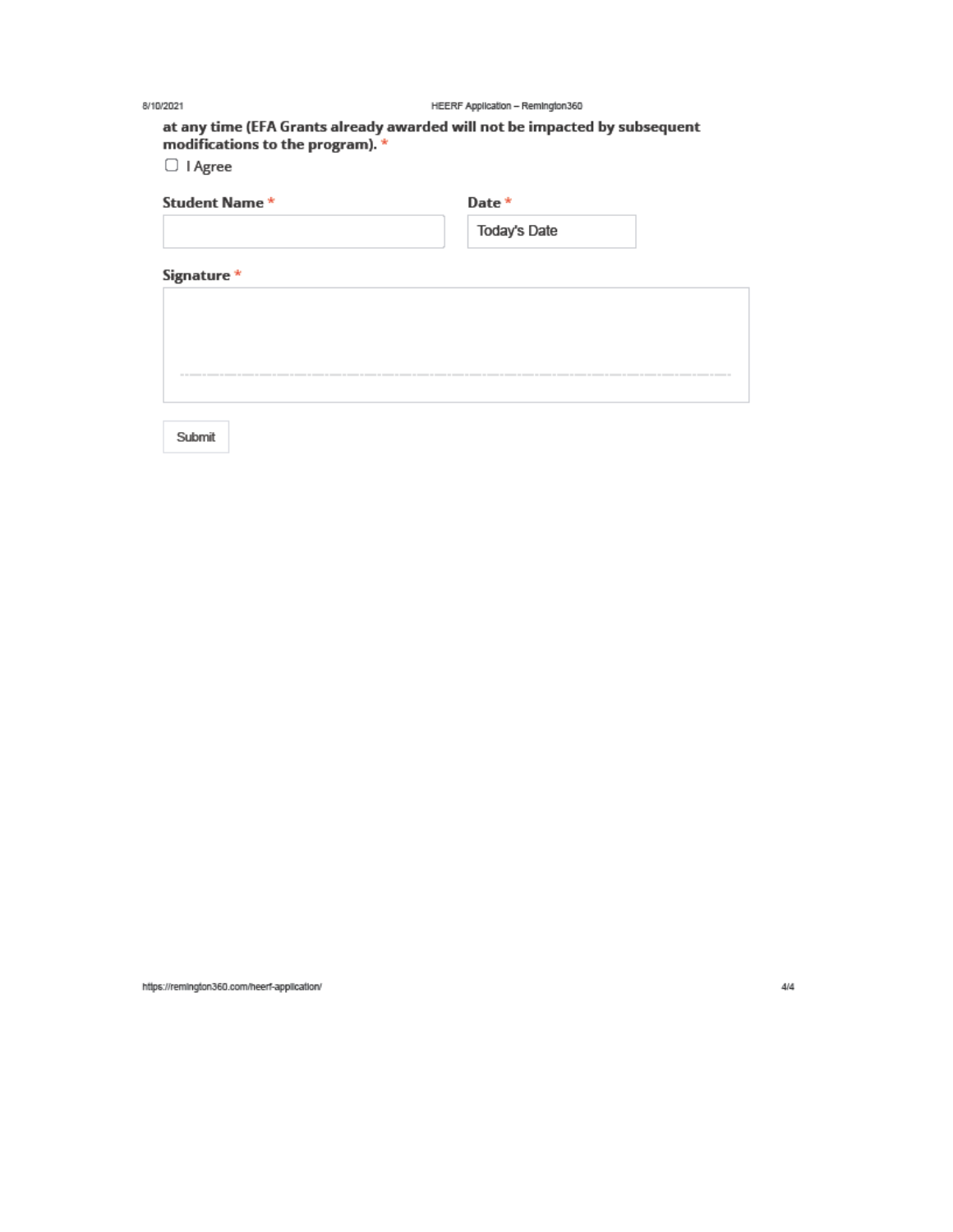**at any time (EFA Grants already awarded will not be impacted by subsequent modifications to the program).** *

☐ I Agree

**Student Name** *

**Date** *

Today's Date

**Signature** *

Submit